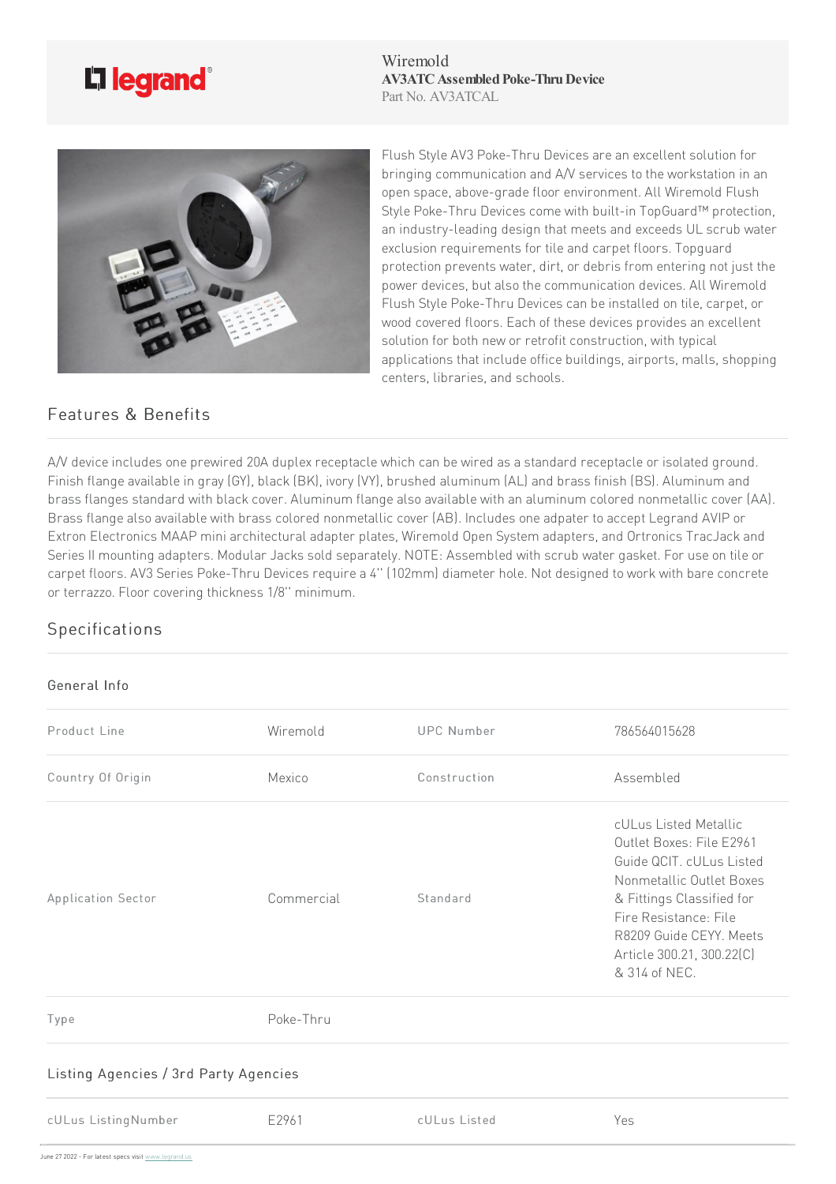Wiremold
**AV3ATC Assembled Poke-Thru Device**
Part No. AV3ATCAL

Flush Style AV3 Poke-Thru Devices are an excellent solution for bringing communication and A/V services to the workstation in an open space, above-grade floor environment. All Wiremold Flush Style Poke-Thru Devices come with built-in TopGuard™ protection, an industry-leading design that meets and exceeds UL scrub water exclusion requirements for tile and carpet floors. Topguard protection prevents water, dirt, or debris from entering not just the power devices, but also the communication devices. All Wiremold Flush Style Poke-Thru Devices can be installed on tile, carpet, or wood covered floors. Each of these devices provides an excellent solution for both new or retrofit construction, with typical applications that include office buildings, airports, malls, shopping centers, libraries, and schools.

## Features & Benefits

A/V device includes one prewired 20A duplex receptacle which can be wired as a standard receptacle or isolated ground. Finish flange available in gray (GY), black (BK), ivory (VY), brushed aluminum (AL) and brass finish (BS). Aluminum and brass flanges standard with black cover. Aluminum flange also available with an aluminum colored nonmetallic cover (AA). Brass flange also available with brass colored nonmetallic cover (AB). Includes one adpater to accept Legrand AVIP or Extron Electronics MAAP mini architectural adapter plates, Wiremold Open System adapters, and Ortronics TracJack and Series II mounting adapters. Modular Jacks sold separately. NOTE: Assembled with scrub water gasket. For use on tile or carpet floors. AV3 Series Poke-Thru Devices require a 4" (102mm) diameter hole. Not designed to work with bare concrete or terrazzo. Floor covering thickness 1/8" minimum.

## Specifications

### General Info

| | | | |
|---|---|---|---|
| Product Line | Wiremold | UPC Number | 786564015628 |
| Country Of Origin | Mexico | Construction | Assembled |
| Application Sector | Commercial | Standard | cULus Listed Metallic Outlet Boxes: File E2961 Guide QCIT. cULus Listed Nonmetallic Outlet Boxes & Fittings Classified for Fire Resistance: File R8209 Guide CEYY. Meets Article 300.21, 300.22(C) & 314 of NEC. |
| Type | Poke-Thru | | |

### Listing Agencies / 3rd Party Agencies

| | | | |
|---|---|---|---|
| cULus ListingNumber | E2961 | cULus Listed | Yes |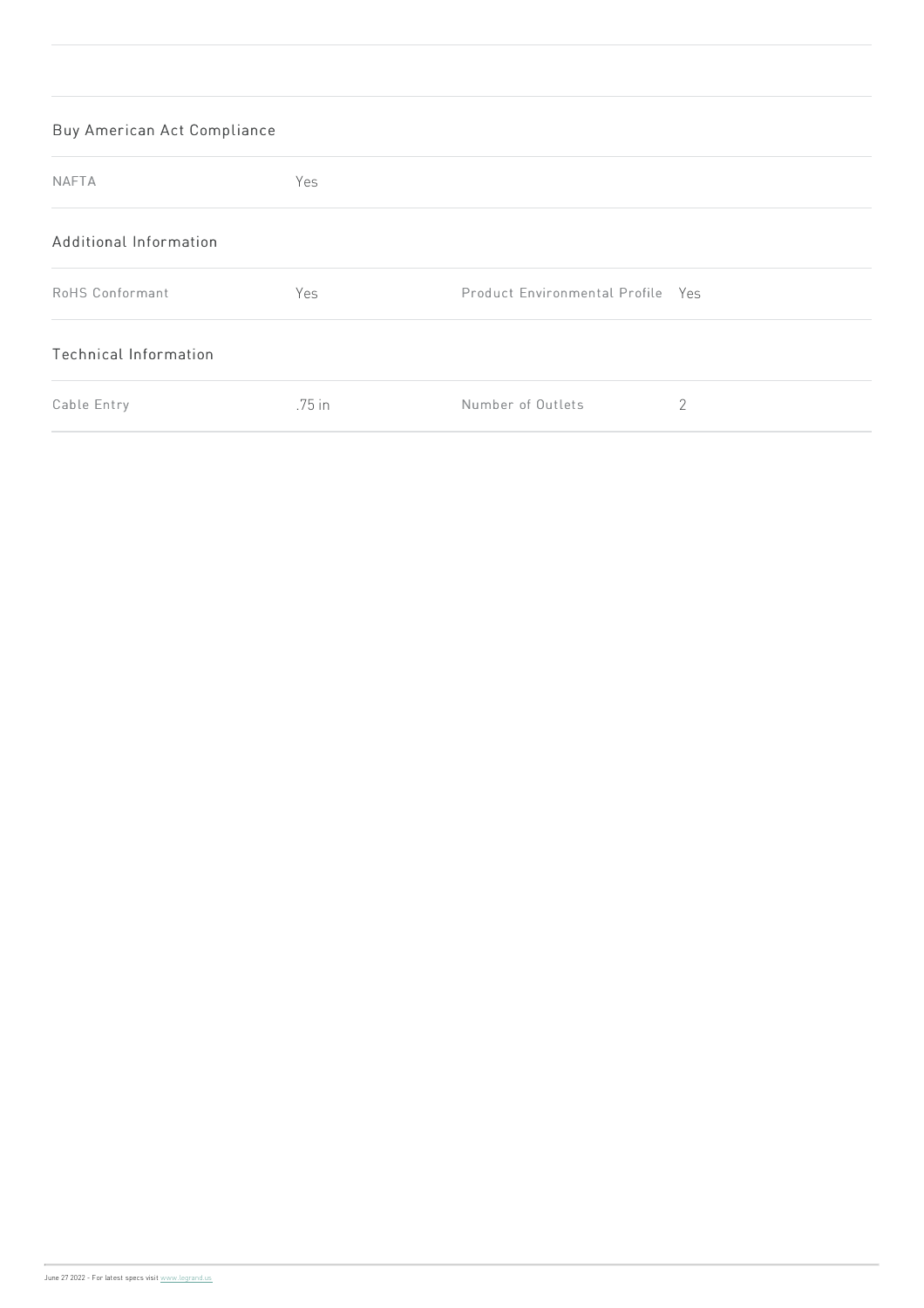## Buy American Act Compliance

| | |
|---|---|
| NAFTA | Yes |

## Additional Information

| | | | |
|---|---|---|---|
| RoHS Conformant | Yes | Product Environmental Profile | Yes |

## Technical Information

| | | | |
|---|---|---|---|
| Cable Entry | .75 in | Number of Outlets | 2 |

June 27 2022 - For latest specs visit www.legrand.us